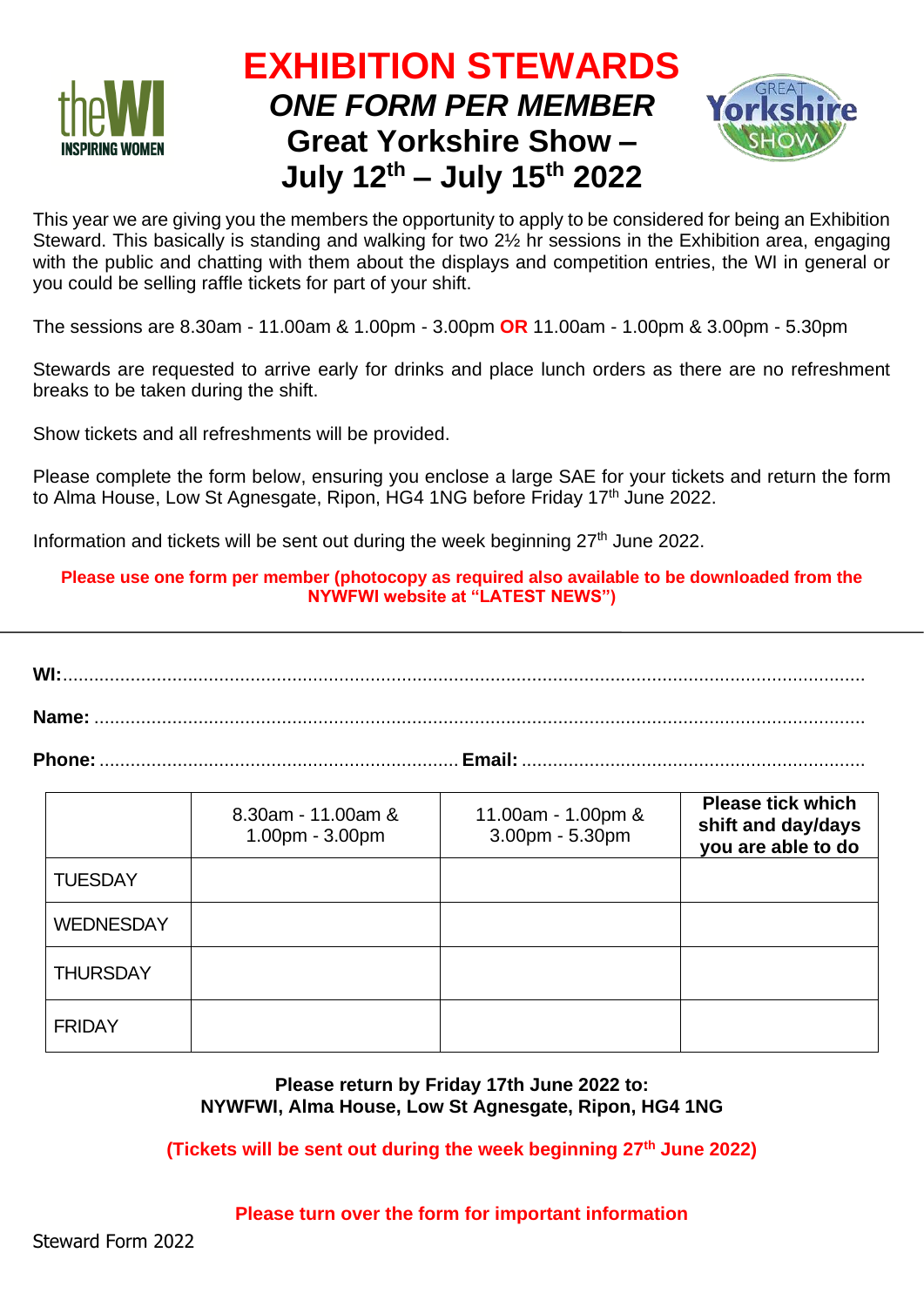# EXHIBITION STEWARDS

## *ONE FORM PER MEMBER*

## Great Yorkshire Show – July 12th – July 15th 2022

This year we are giving you the members the opportunity to apply to be considered for being an Exhibition Steward. This basically is standing and walking for two 2½ hr sessions in the Exhibition area, engaging with the public and chatting with them about the displays and competition entries, the WI in general or you could be selling raffle tickets for part of your shift.

The sessions are 8.30am - 11.00am & 1.00pm - 3.00pm **OR** 11.00am - 1.00pm & 3.00pm - 5.30pm

Stewards are requested to arrive early for drinks and place lunch orders as there are no refreshment breaks to be taken during the shift.

Show tickets and all refreshments will be provided.

Please complete the form below, ensuring you enclose a large SAE for your tickets and return the form to Alma House, Low St Agnesgate, Ripon, HG4 1NG before Friday 17th June 2022.

Information and tickets will be sent out during the week beginning 27th June 2022.

**Please use one form per member (photocopy as required also available to be downloaded from the NYWFWI website at "LATEST NEWS")**

---

**WI:**.............................................................................................................................................

**Name:** ........................................................................................................................................

**Phone:** .................................................................... **Email:** ..................................................................

| | 8.30am - 11.00am & 1.00pm - 3.00pm | 11.00am - 1.00pm & 3.00pm - 5.30pm | **Please tick which shift and day/days you are able to do** |
|---|---|---|---|
| TUESDAY | | | |
| WEDNESDAY | | | |
| THURSDAY | | | |
| FRIDAY | | | |

**Please return by Friday 17th June 2022 to:**
**NYWFWI, Alma House, Low St Agnesgate, Ripon, HG4 1NG**

**(Tickets will be sent out during the week beginning 27th June 2022)**

**Please turn over the form for important information**

Steward Form 2022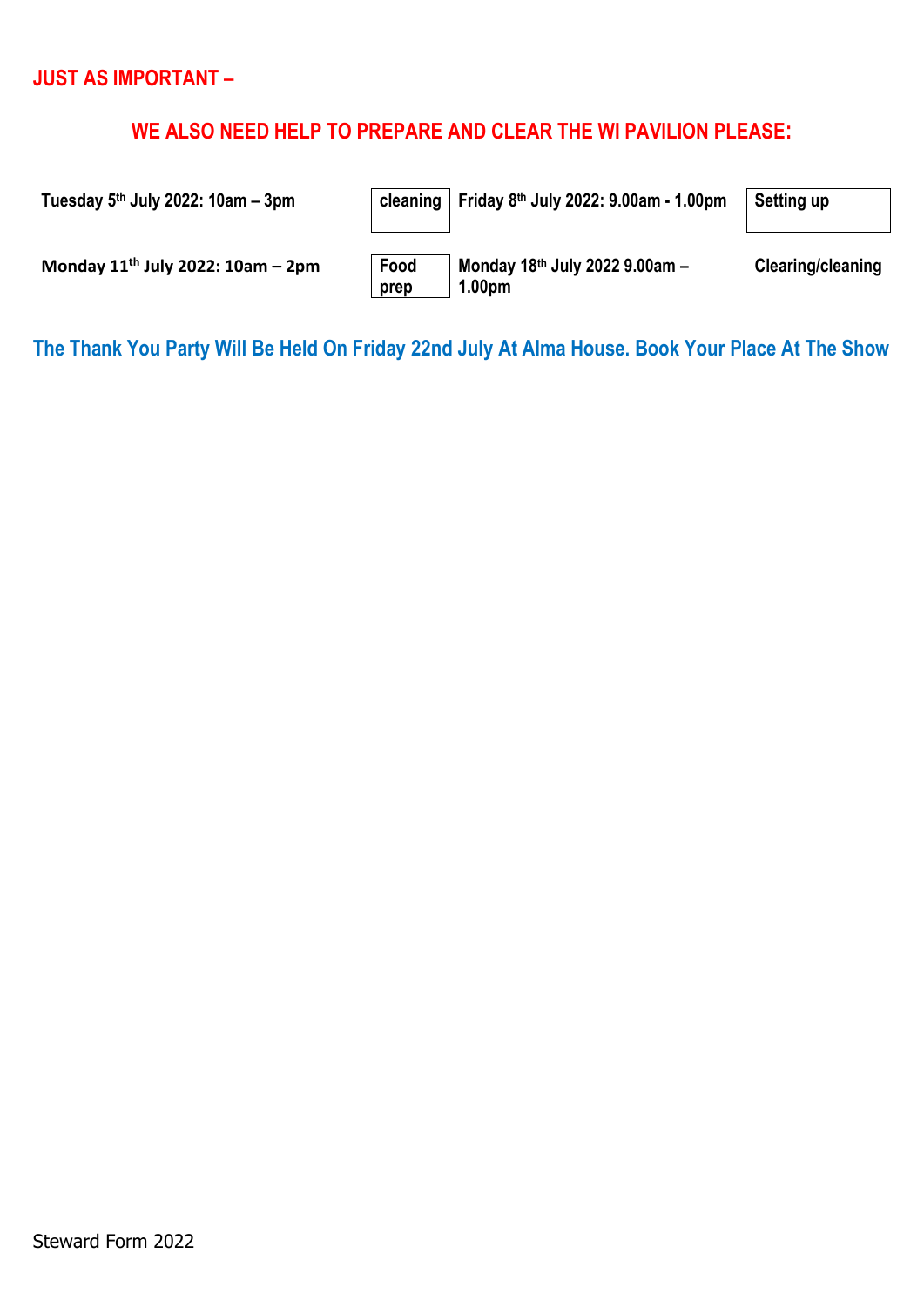**JUST AS IMPORTANT –**

## WE ALSO NEED HELP TO PREPARE AND CLEAR THE WI PAVILION PLEASE:

| | | | |
|---|---|---|---|
| **Tuesday 5th July 2022: 10am – 3pm** | **cleaning** | **Friday 8th July 2022: 9.00am - 1.00pm** | **Setting up** |
| **Monday 11th July 2022: 10am – 2pm** | **Food prep** | **Monday 18th July 2022 9.00am – 1.00pm** | **Clearing/cleaning** |

**The Thank You Party Will Be Held On Friday 22nd July At Alma House. Book Your Place At The Show**

Steward Form 2022